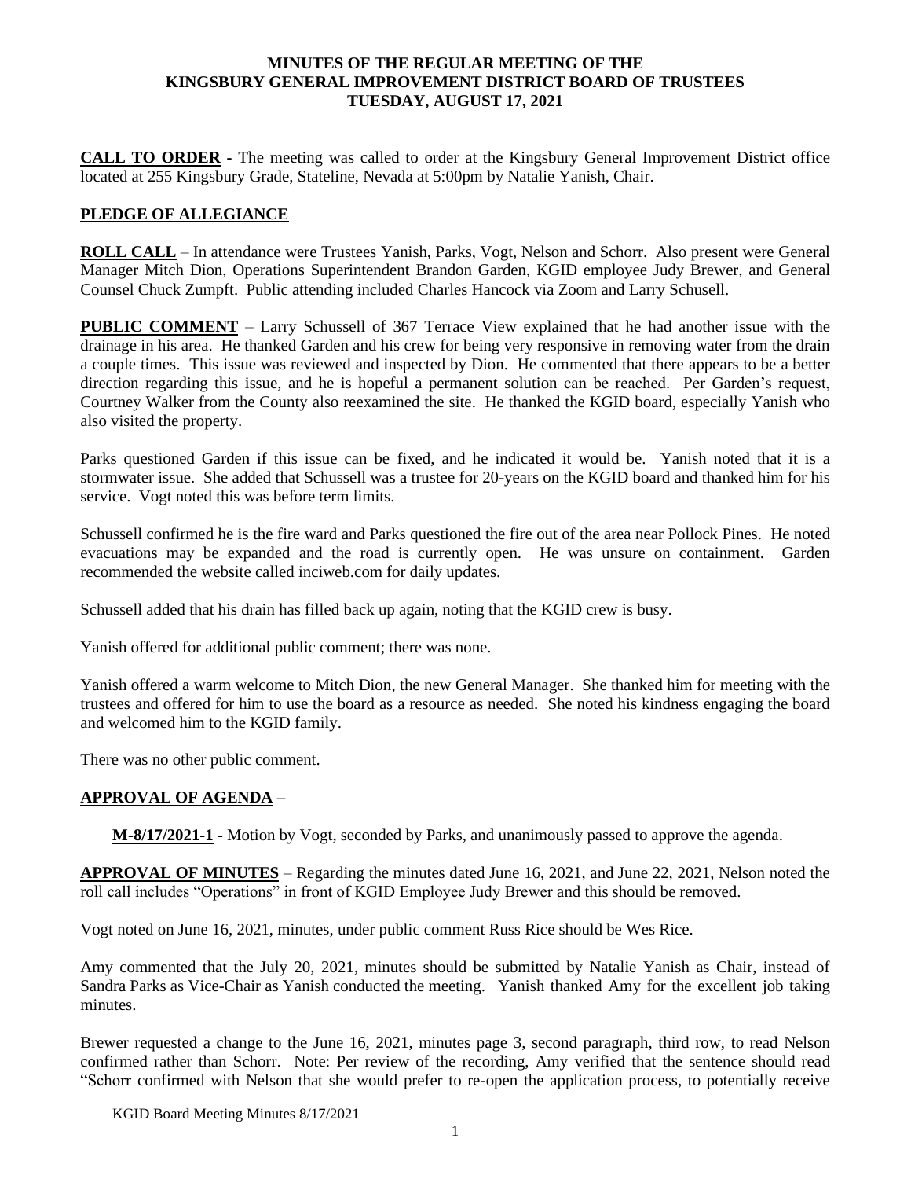**MINUTES OF THE REGULAR MEETING OF THE KINGSBURY GENERAL IMPROVEMENT DISTRICT BOARD OF TRUSTEES TUESDAY, AUGUST 17, 2021**

**CALL TO ORDER** - The meeting was called to order at the Kingsbury General Improvement District office located at 255 Kingsbury Grade, Stateline, Nevada at 5:00pm by Natalie Yanish, Chair.

**PLEDGE OF ALLEGIANCE**

**ROLL CALL** – In attendance were Trustees Yanish, Parks, Vogt, Nelson and Schorr. Also present were General Manager Mitch Dion, Operations Superintendent Brandon Garden, KGID employee Judy Brewer, and General Counsel Chuck Zumpft. Public attending included Charles Hancock via Zoom and Larry Schusell.

**PUBLIC COMMENT** – Larry Schussell of 367 Terrace View explained that he had another issue with the drainage in his area. He thanked Garden and his crew for being very responsive in removing water from the drain a couple times. This issue was reviewed and inspected by Dion. He commented that there appears to be a better direction regarding this issue, and he is hopeful a permanent solution can be reached. Per Garden's request, Courtney Walker from the County also reexamined the site. He thanked the KGID board, especially Yanish who also visited the property.

Parks questioned Garden if this issue can be fixed, and he indicated it would be. Yanish noted that it is a stormwater issue. She added that Schussell was a trustee for 20-years on the KGID board and thanked him for his service. Vogt noted this was before term limits.

Schussell confirmed he is the fire ward and Parks questioned the fire out of the area near Pollock Pines. He noted evacuations may be expanded and the road is currently open. He was unsure on containment. Garden recommended the website called inciweb.com for daily updates.

Schussell added that his drain has filled back up again, noting that the KGID crew is busy.

Yanish offered for additional public comment; there was none.

Yanish offered a warm welcome to Mitch Dion, the new General Manager. She thanked him for meeting with the trustees and offered for him to use the board as a resource as needed. She noted his kindness engaging the board and welcomed him to the KGID family.

There was no other public comment.

**APPROVAL OF AGENDA** –

**M-8/17/2021-1** - Motion by Vogt, seconded by Parks, and unanimously passed to approve the agenda.

**APPROVAL OF MINUTES** – Regarding the minutes dated June 16, 2021, and June 22, 2021, Nelson noted the roll call includes "Operations" in front of KGID Employee Judy Brewer and this should be removed.

Vogt noted on June 16, 2021, minutes, under public comment Russ Rice should be Wes Rice.

Amy commented that the July 20, 2021, minutes should be submitted by Natalie Yanish as Chair, instead of Sandra Parks as Vice-Chair as Yanish conducted the meeting. Yanish thanked Amy for the excellent job taking minutes.

Brewer requested a change to the June 16, 2021, minutes page 3, second paragraph, third row, to read Nelson confirmed rather than Schorr. Note: Per review of the recording, Amy verified that the sentence should read "Schorr confirmed with Nelson that she would prefer to re-open the application process, to potentially receive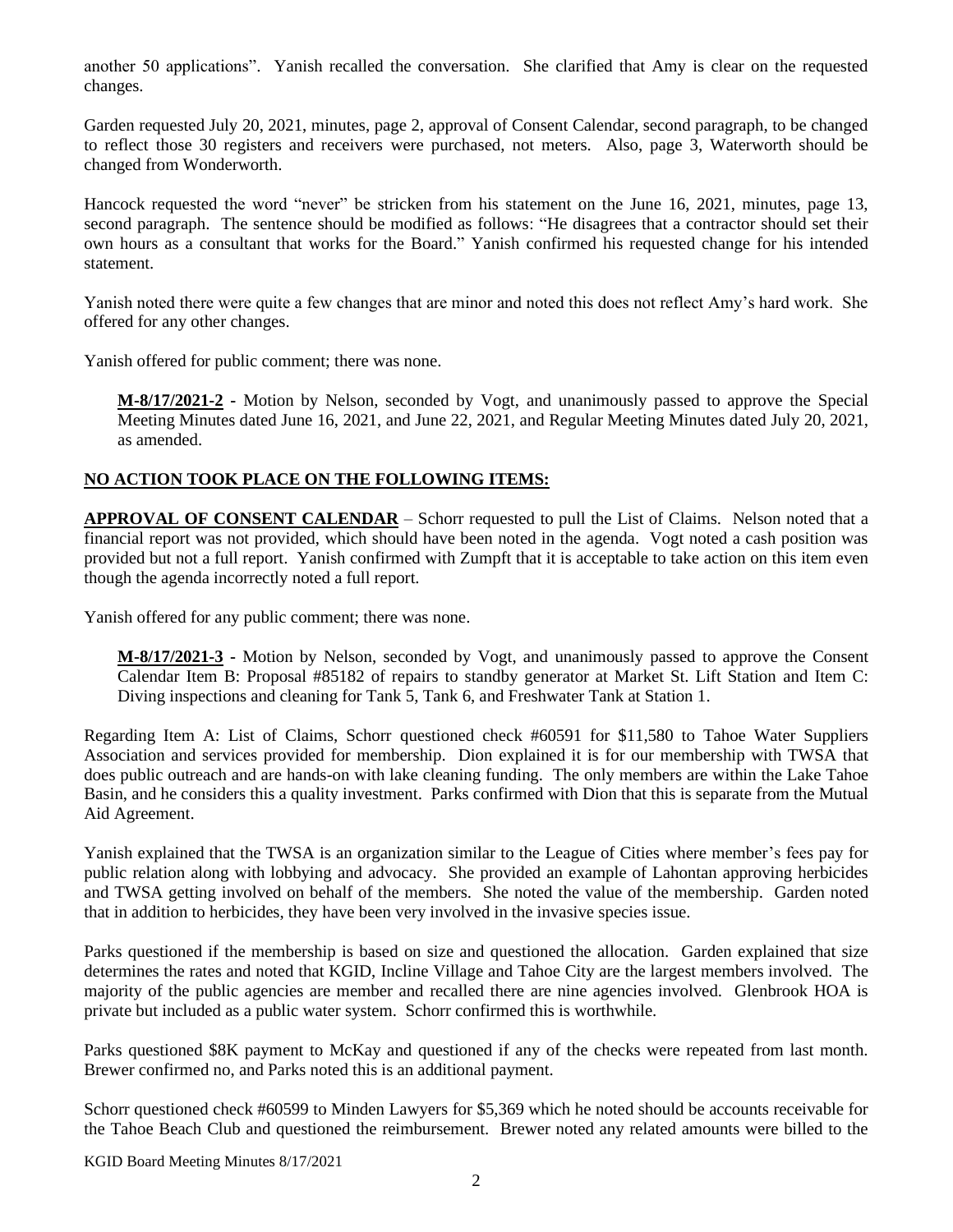another 50 applications". Yanish recalled the conversation. She clarified that Amy is clear on the requested changes.

Garden requested July 20, 2021, minutes, page 2, approval of Consent Calendar, second paragraph, to be changed to reflect those 30 registers and receivers were purchased, not meters. Also, page 3, Waterworth should be changed from Wonderworth.

Hancock requested the word "never" be stricken from his statement on the June 16, 2021, minutes, page 13, second paragraph. The sentence should be modified as follows: "He disagrees that a contractor should set their own hours as a consultant that works for the Board." Yanish confirmed his requested change for his intended statement.

Yanish noted there were quite a few changes that are minor and noted this does not reflect Amy's hard work. She offered for any other changes.

Yanish offered for public comment; there was none.

> **M-8/17/2021-2** - Motion by Nelson, seconded by Vogt, and unanimously passed to approve the Special Meeting Minutes dated June 16, 2021, and June 22, 2021, and Regular Meeting Minutes dated July 20, 2021, as amended.

**NO ACTION TOOK PLACE ON THE FOLLOWING ITEMS:**

**APPROVAL OF CONSENT CALENDAR** – Schorr requested to pull the List of Claims. Nelson noted that a financial report was not provided, which should have been noted in the agenda. Vogt noted a cash position was provided but not a full report. Yanish confirmed with Zumpft that it is acceptable to take action on this item even though the agenda incorrectly noted a full report.

Yanish offered for any public comment; there was none.

> **M-8/17/2021-3** - Motion by Nelson, seconded by Vogt, and unanimously passed to approve the Consent Calendar Item B: Proposal #85182 of repairs to standby generator at Market St. Lift Station and Item C: Diving inspections and cleaning for Tank 5, Tank 6, and Freshwater Tank at Station 1.

Regarding Item A: List of Claims, Schorr questioned check #60591 for $11,580 to Tahoe Water Suppliers Association and services provided for membership. Dion explained it is for our membership with TWSA that does public outreach and are hands-on with lake cleaning funding. The only members are within the Lake Tahoe Basin, and he considers this a quality investment. Parks confirmed with Dion that this is separate from the Mutual Aid Agreement.

Yanish explained that the TWSA is an organization similar to the League of Cities where member's fees pay for public relation along with lobbying and advocacy. She provided an example of Lahontan approving herbicides and TWSA getting involved on behalf of the members. She noted the value of the membership. Garden noted that in addition to herbicides, they have been very involved in the invasive species issue.

Parks questioned if the membership is based on size and questioned the allocation. Garden explained that size determines the rates and noted that KGID, Incline Village and Tahoe City are the largest members involved. The majority of the public agencies are member and recalled there are nine agencies involved. Glenbrook HOA is private but included as a public water system. Schorr confirmed this is worthwhile.

Parks questioned $8K payment to McKay and questioned if any of the checks were repeated from last month. Brewer confirmed no, and Parks noted this is an additional payment.

Schorr questioned check #60599 to Minden Lawyers for $5,369 which he noted should be accounts receivable for the Tahoe Beach Club and questioned the reimbursement. Brewer noted any related amounts were billed to the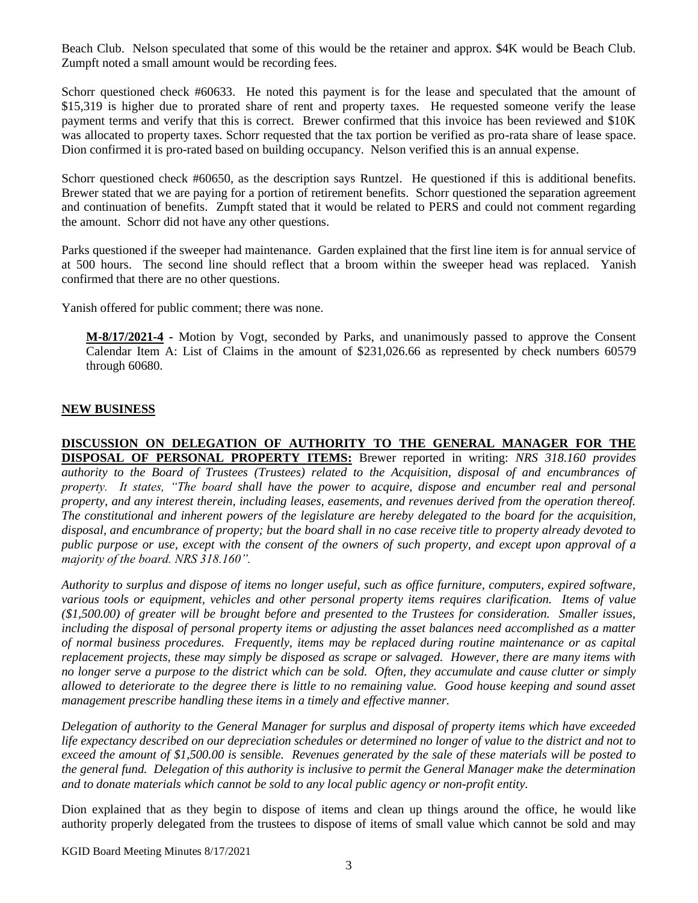Beach Club. Nelson speculated that some of this would be the retainer and approx. $4K would be Beach Club. Zumpft noted a small amount would be recording fees.

Schorr questioned check #60633. He noted this payment is for the lease and speculated that the amount of $15,319 is higher due to prorated share of rent and property taxes. He requested someone verify the lease payment terms and verify that this is correct. Brewer confirmed that this invoice has been reviewed and $10K was allocated to property taxes. Schorr requested that the tax portion be verified as pro-rata share of lease space. Dion confirmed it is pro-rated based on building occupancy. Nelson verified this is an annual expense.

Schorr questioned check #60650, as the description says Runtzel. He questioned if this is additional benefits. Brewer stated that we are paying for a portion of retirement benefits. Schorr questioned the separation agreement and continuation of benefits. Zumpft stated that it would be related to PERS and could not comment regarding the amount. Schorr did not have any other questions.

Parks questioned if the sweeper had maintenance. Garden explained that the first line item is for annual service of at 500 hours. The second line should reflect that a broom within the sweeper head was replaced. Yanish confirmed that there are no other questions.

Yanish offered for public comment; there was none.

> **M-8/17/2021-4** - Motion by Vogt, seconded by Parks, and unanimously passed to approve the Consent Calendar Item A: List of Claims in the amount of $231,026.66 as represented by check numbers 60579 through 60680.

**NEW BUSINESS**

**DISCUSSION ON DELEGATION OF AUTHORITY TO THE GENERAL MANAGER FOR THE DISPOSAL OF PERSONAL PROPERTY ITEMS:** Brewer reported in writing: *NRS 318.160 provides authority to the Board of Trustees (Trustees) related to the Acquisition, disposal of and encumbrances of property. It states, "The board shall have the power to acquire, dispose and encumber real and personal property, and any interest therein, including leases, easements, and revenues derived from the operation thereof. The constitutional and inherent powers of the legislature are hereby delegated to the board for the acquisition, disposal, and encumbrance of property; but the board shall in no case receive title to property already devoted to public purpose or use, except with the consent of the owners of such property, and except upon approval of a majority of the board. NRS 318.160".*

*Authority to surplus and dispose of items no longer useful, such as office furniture, computers, expired software, various tools or equipment, vehicles and other personal property items requires clarification. Items of value ($1,500.00) of greater will be brought before and presented to the Trustees for consideration. Smaller issues, including the disposal of personal property items or adjusting the asset balances need accomplished as a matter of normal business procedures. Frequently, items may be replaced during routine maintenance or as capital replacement projects, these may simply be disposed as scrape or salvaged. However, there are many items with no longer serve a purpose to the district which can be sold. Often, they accumulate and cause clutter or simply allowed to deteriorate to the degree there is little to no remaining value. Good house keeping and sound asset management prescribe handling these items in a timely and effective manner.*

*Delegation of authority to the General Manager for surplus and disposal of property items which have exceeded life expectancy described on our depreciation schedules or determined no longer of value to the district and not to exceed the amount of $1,500.00 is sensible. Revenues generated by the sale of these materials will be posted to the general fund. Delegation of this authority is inclusive to permit the General Manager make the determination and to donate materials which cannot be sold to any local public agency or non-profit entity.*

Dion explained that as they begin to dispose of items and clean up things around the office, he would like authority properly delegated from the trustees to dispose of items of small value which cannot be sold and may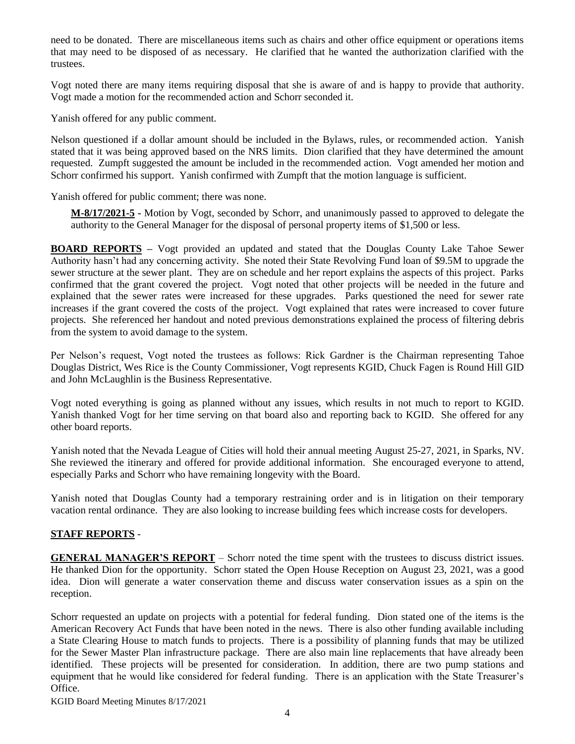need to be donated. There are miscellaneous items such as chairs and other office equipment or operations items that may need to be disposed of as necessary. He clarified that he wanted the authorization clarified with the trustees.

Vogt noted there are many items requiring disposal that she is aware of and is happy to provide that authority. Vogt made a motion for the recommended action and Schorr seconded it.

Yanish offered for any public comment.

Nelson questioned if a dollar amount should be included in the Bylaws, rules, or recommended action. Yanish stated that it was being approved based on the NRS limits. Dion clarified that they have determined the amount requested. Zumpft suggested the amount be included in the recommended action. Vogt amended her motion and Schorr confirmed his support. Yanish confirmed with Zumpft that the motion language is sufficient.

Yanish offered for public comment; there was none.

> **M-8/17/2021-5 -** Motion by Vogt, seconded by Schorr, and unanimously passed to approved to delegate the authority to the General Manager for the disposal of personal property items of $1,500 or less.

**BOARD REPORTS –** Vogt provided an updated and stated that the Douglas County Lake Tahoe Sewer Authority hasn't had any concerning activity. She noted their State Revolving Fund loan of $9.5M to upgrade the sewer structure at the sewer plant. They are on schedule and her report explains the aspects of this project. Parks confirmed that the grant covered the project. Vogt noted that other projects will be needed in the future and explained that the sewer rates were increased for these upgrades. Parks questioned the need for sewer rate increases if the grant covered the costs of the project. Vogt explained that rates were increased to cover future projects. She referenced her handout and noted previous demonstrations explained the process of filtering debris from the system to avoid damage to the system.

Per Nelson's request, Vogt noted the trustees as follows: Rick Gardner is the Chairman representing Tahoe Douglas District, Wes Rice is the County Commissioner, Vogt represents KGID, Chuck Fagen is Round Hill GID and John McLaughlin is the Business Representative.

Vogt noted everything is going as planned without any issues, which results in not much to report to KGID. Yanish thanked Vogt for her time serving on that board also and reporting back to KGID. She offered for any other board reports.

Yanish noted that the Nevada League of Cities will hold their annual meeting August 25-27, 2021, in Sparks, NV. She reviewed the itinerary and offered for provide additional information. She encouraged everyone to attend, especially Parks and Schorr who have remaining longevity with the Board.

Yanish noted that Douglas County had a temporary restraining order and is in litigation on their temporary vacation rental ordinance. They are also looking to increase building fees which increase costs for developers.

**STAFF REPORTS** -

**GENERAL MANAGER'S REPORT** – Schorr noted the time spent with the trustees to discuss district issues. He thanked Dion for the opportunity. Schorr stated the Open House Reception on August 23, 2021, was a good idea. Dion will generate a water conservation theme and discuss water conservation issues as a spin on the reception.

Schorr requested an update on projects with a potential for federal funding. Dion stated one of the items is the American Recovery Act Funds that have been noted in the news. There is also other funding available including a State Clearing House to match funds to projects. There is a possibility of planning funds that may be utilized for the Sewer Master Plan infrastructure package. There are also main line replacements that have already been identified. These projects will be presented for consideration. In addition, there are two pump stations and equipment that he would like considered for federal funding. There is an application with the State Treasurer's Office.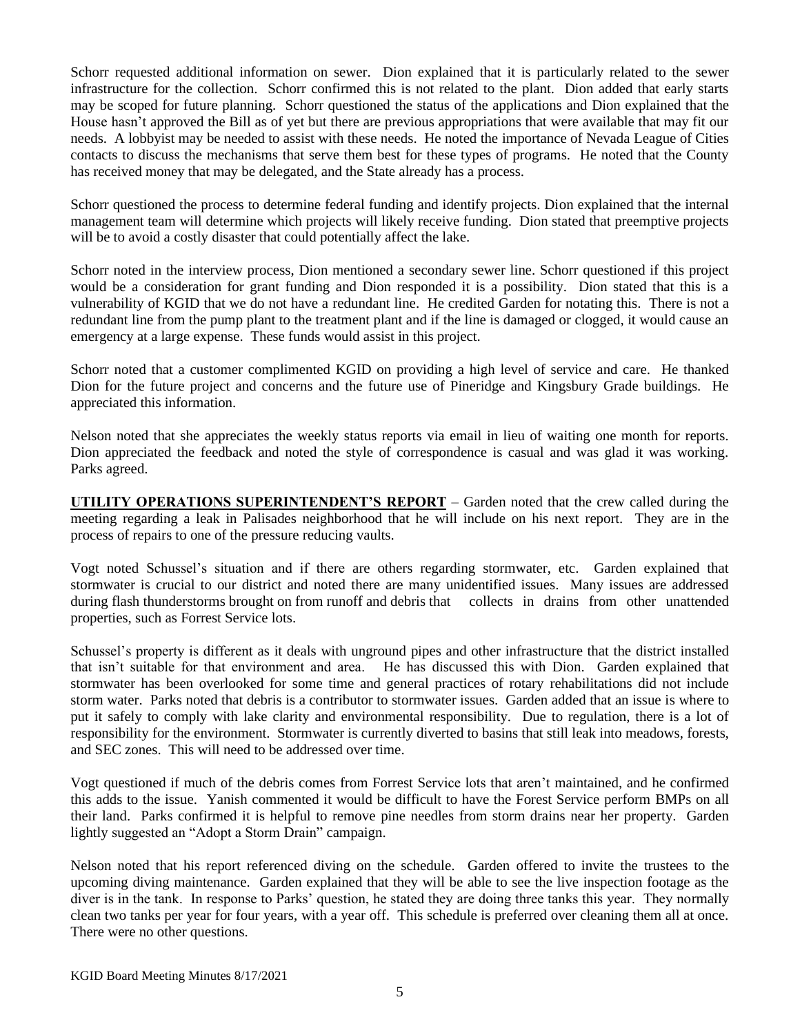Schorr requested additional information on sewer. Dion explained that it is particularly related to the sewer infrastructure for the collection. Schorr confirmed this is not related to the plant. Dion added that early starts may be scoped for future planning. Schorr questioned the status of the applications and Dion explained that the House hasn't approved the Bill as of yet but there are previous appropriations that were available that may fit our needs. A lobbyist may be needed to assist with these needs. He noted the importance of Nevada League of Cities contacts to discuss the mechanisms that serve them best for these types of programs. He noted that the County has received money that may be delegated, and the State already has a process.

Schorr questioned the process to determine federal funding and identify projects. Dion explained that the internal management team will determine which projects will likely receive funding. Dion stated that preemptive projects will be to avoid a costly disaster that could potentially affect the lake.

Schorr noted in the interview process, Dion mentioned a secondary sewer line. Schorr questioned if this project would be a consideration for grant funding and Dion responded it is a possibility. Dion stated that this is a vulnerability of KGID that we do not have a redundant line. He credited Garden for notating this. There is not a redundant line from the pump plant to the treatment plant and if the line is damaged or clogged, it would cause an emergency at a large expense. These funds would assist in this project.

Schorr noted that a customer complimented KGID on providing a high level of service and care. He thanked Dion for the future project and concerns and the future use of Pineridge and Kingsbury Grade buildings. He appreciated this information.

Nelson noted that she appreciates the weekly status reports via email in lieu of waiting one month for reports. Dion appreciated the feedback and noted the style of correspondence is casual and was glad it was working. Parks agreed.

**UTILITY OPERATIONS SUPERINTENDENT'S REPORT** – Garden noted that the crew called during the meeting regarding a leak in Palisades neighborhood that he will include on his next report. They are in the process of repairs to one of the pressure reducing vaults.

Vogt noted Schussel's situation and if there are others regarding stormwater, etc. Garden explained that stormwater is crucial to our district and noted there are many unidentified issues. Many issues are addressed during flash thunderstorms brought on from runoff and debris that collects in drains from other unattended properties, such as Forrest Service lots.

Schussel's property is different as it deals with unground pipes and other infrastructure that the district installed that isn't suitable for that environment and area. He has discussed this with Dion. Garden explained that stormwater has been overlooked for some time and general practices of rotary rehabilitations did not include storm water. Parks noted that debris is a contributor to stormwater issues. Garden added that an issue is where to put it safely to comply with lake clarity and environmental responsibility. Due to regulation, there is a lot of responsibility for the environment. Stormwater is currently diverted to basins that still leak into meadows, forests, and SEC zones. This will need to be addressed over time.

Vogt questioned if much of the debris comes from Forrest Service lots that aren't maintained, and he confirmed this adds to the issue. Yanish commented it would be difficult to have the Forest Service perform BMPs on all their land. Parks confirmed it is helpful to remove pine needles from storm drains near her property. Garden lightly suggested an "Adopt a Storm Drain" campaign.

Nelson noted that his report referenced diving on the schedule. Garden offered to invite the trustees to the upcoming diving maintenance. Garden explained that they will be able to see the live inspection footage as the diver is in the tank. In response to Parks' question, he stated they are doing three tanks this year. They normally clean two tanks per year for four years, with a year off. This schedule is preferred over cleaning them all at once. There were no other questions.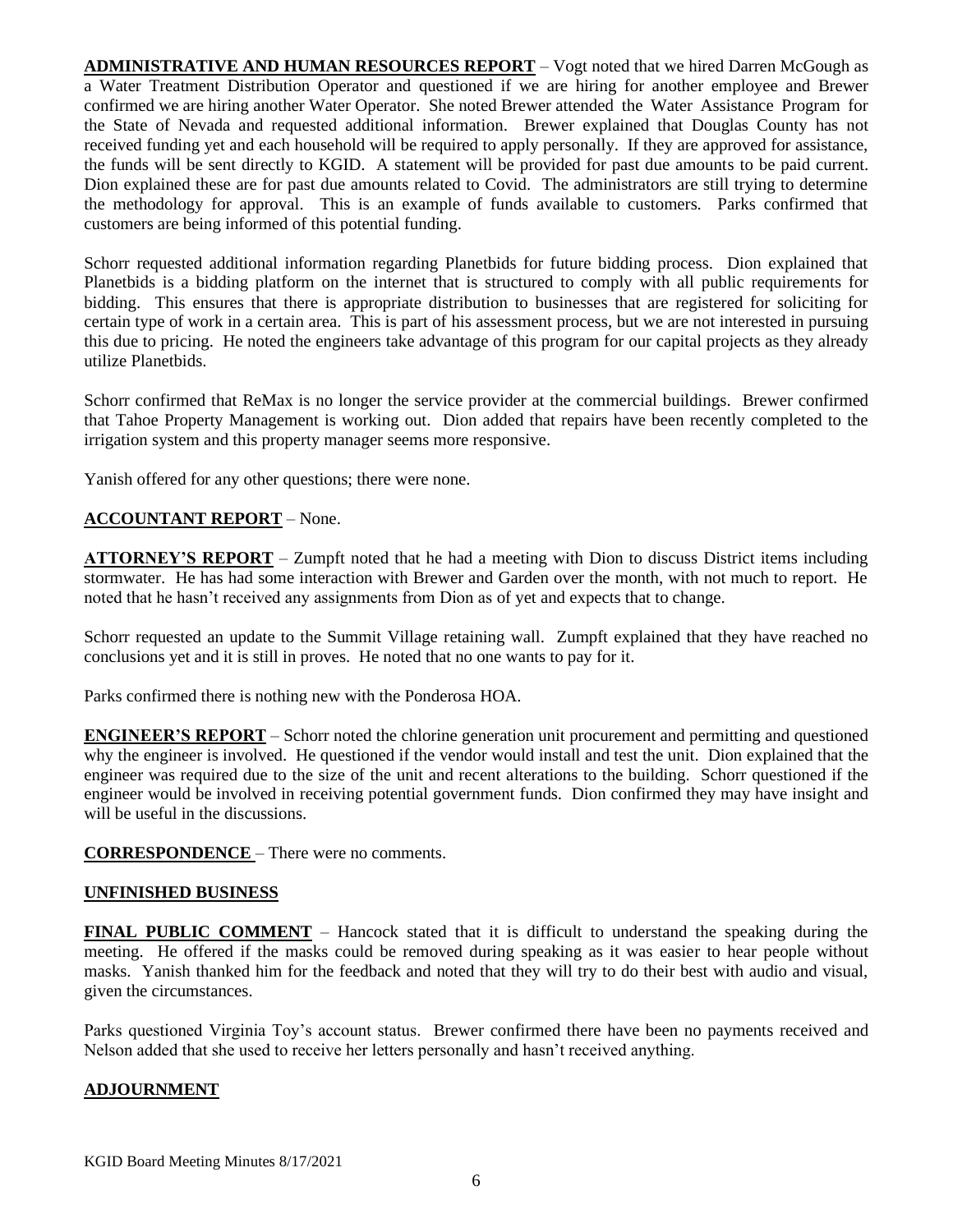**ADMINISTRATIVE AND HUMAN RESOURCES REPORT** – Vogt noted that we hired Darren McGough as a Water Treatment Distribution Operator and questioned if we are hiring for another employee and Brewer confirmed we are hiring another Water Operator. She noted Brewer attended the Water Assistance Program for the State of Nevada and requested additional information. Brewer explained that Douglas County has not received funding yet and each household will be required to apply personally. If they are approved for assistance, the funds will be sent directly to KGID. A statement will be provided for past due amounts to be paid current. Dion explained these are for past due amounts related to Covid. The administrators are still trying to determine the methodology for approval. This is an example of funds available to customers. Parks confirmed that customers are being informed of this potential funding.

Schorr requested additional information regarding Planetbids for future bidding process. Dion explained that Planetbids is a bidding platform on the internet that is structured to comply with all public requirements for bidding. This ensures that there is appropriate distribution to businesses that are registered for soliciting for certain type of work in a certain area. This is part of his assessment process, but we are not interested in pursuing this due to pricing. He noted the engineers take advantage of this program for our capital projects as they already utilize Planetbids.

Schorr confirmed that ReMax is no longer the service provider at the commercial buildings. Brewer confirmed that Tahoe Property Management is working out. Dion added that repairs have been recently completed to the irrigation system and this property manager seems more responsive.

Yanish offered for any other questions; there were none.

**ACCOUNTANT REPORT** – None.

**ATTORNEY'S REPORT** – Zumpft noted that he had a meeting with Dion to discuss District items including stormwater. He has had some interaction with Brewer and Garden over the month, with not much to report. He noted that he hasn't received any assignments from Dion as of yet and expects that to change.

Schorr requested an update to the Summit Village retaining wall. Zumpft explained that they have reached no conclusions yet and it is still in proves. He noted that no one wants to pay for it.

Parks confirmed there is nothing new with the Ponderosa HOA.

**ENGINEER'S REPORT** – Schorr noted the chlorine generation unit procurement and permitting and questioned why the engineer is involved. He questioned if the vendor would install and test the unit. Dion explained that the engineer was required due to the size of the unit and recent alterations to the building. Schorr questioned if the engineer would be involved in receiving potential government funds. Dion confirmed they may have insight and will be useful in the discussions.

**CORRESPONDENCE** – There were no comments.

**UNFINISHED BUSINESS**

**FINAL PUBLIC COMMENT** – Hancock stated that it is difficult to understand the speaking during the meeting. He offered if the masks could be removed during speaking as it was easier to hear people without masks. Yanish thanked him for the feedback and noted that they will try to do their best with audio and visual, given the circumstances.

Parks questioned Virginia Toy's account status. Brewer confirmed there have been no payments received and Nelson added that she used to receive her letters personally and hasn't received anything.

**ADJOURNMENT**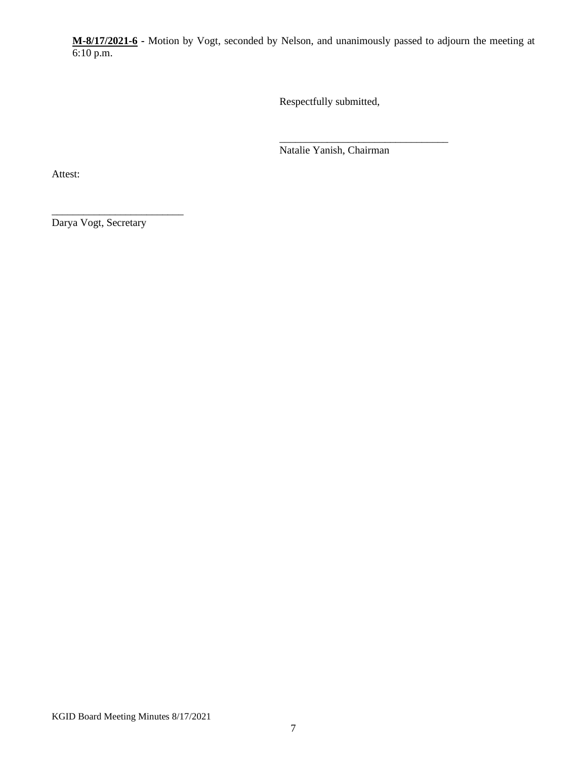**M-8/17/2021-6** - Motion by Vogt, seconded by Nelson, and unanimously passed to adjourn the meeting at 6:10 p.m.

Respectfully submitted,

________________________________
Natalie Yanish, Chairman

Attest:

_________________________
Darya Vogt, Secretary